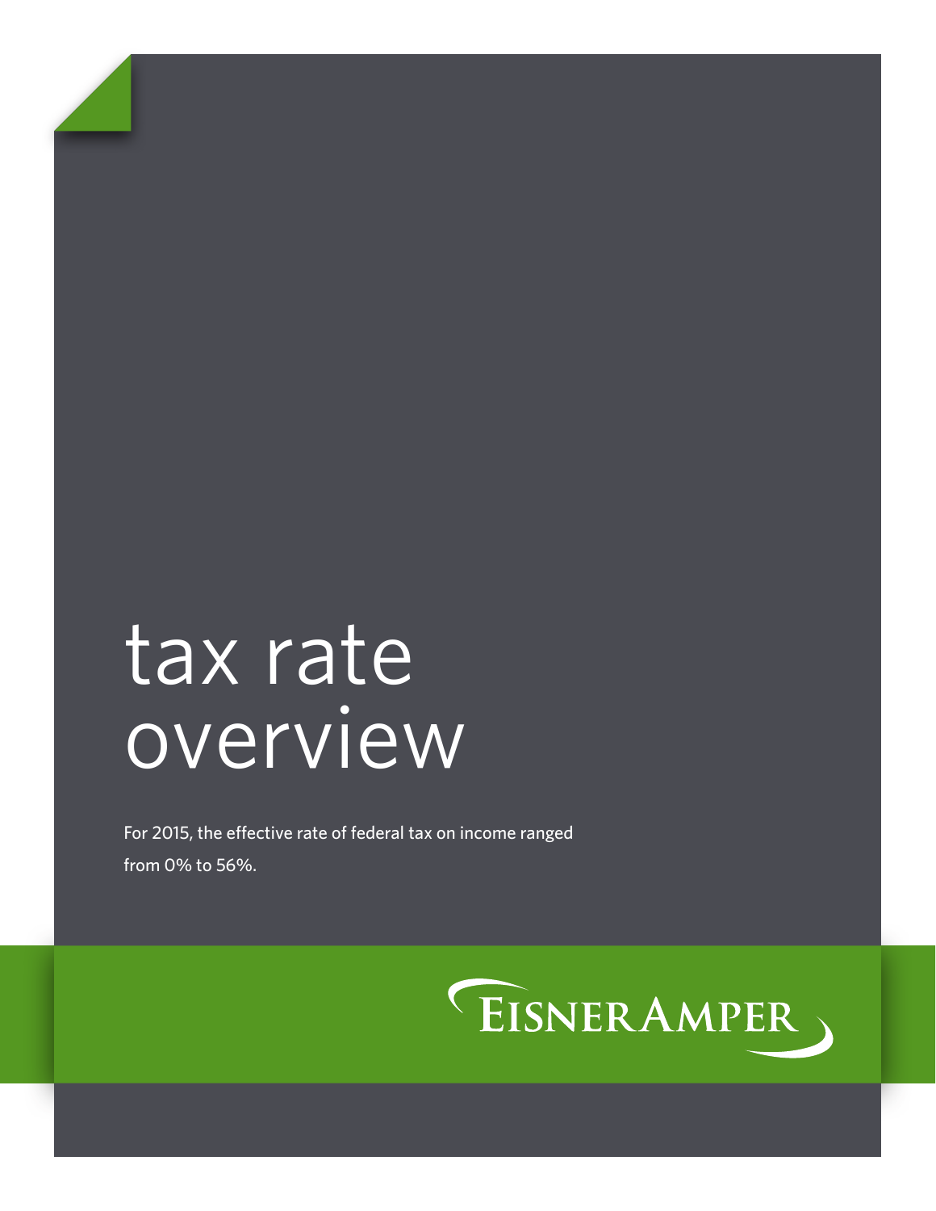# tax rate overview

For 2015, the effective rate of federal tax on income ranged from 0% to 56%.

EisnerAmper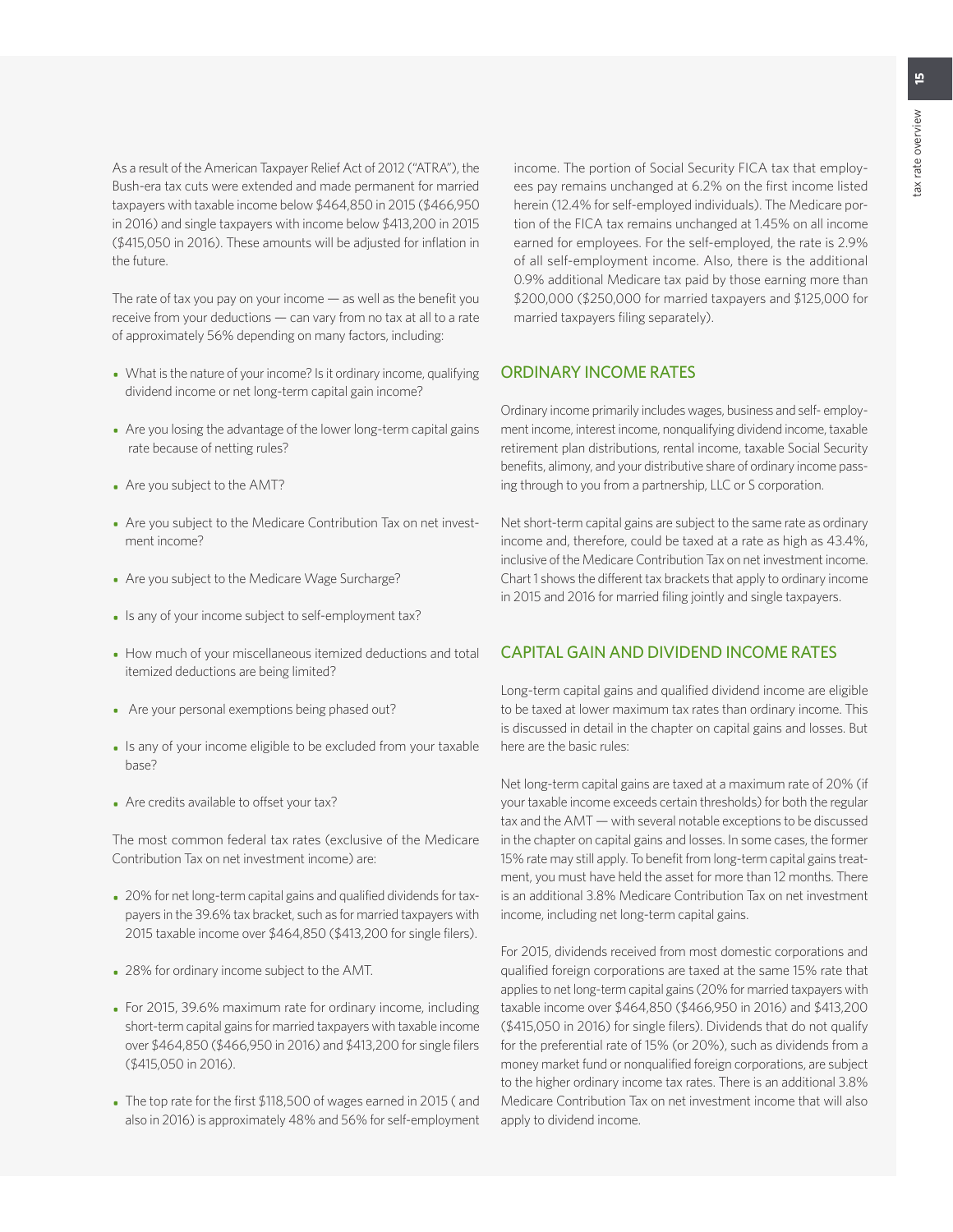As a result of the American Taxpayer Relief Act of 2012 ("ATRA"), the Bush-era tax cuts were extended and made permanent for married taxpayers with taxable income below $464,850 in 2015 ($466,950 in 2016) and single taxpayers with income below $413,200 in 2015 ($415,050 in 2016). These amounts will be adjusted for inflation in the future.

The rate of tax you pay on your income — as well as the benefit you receive from your deductions — can vary from no tax at all to a rate of approximately 56% depending on many factors, including:

- What is the nature of your income? Is it ordinary income, qualifying dividend income or net long-term capital gain income?
- Are you losing the advantage of the lower long-term capital gains rate because of netting rules?
- Are you subject to the AMT?
- Are you subject to the Medicare Contribution Tax on net investment income?
- Are you subject to the Medicare Wage Surcharge?
- Is any of your income subject to self-employment tax?
- How much of your miscellaneous itemized deductions and total itemized deductions are being limited?
- Are your personal exemptions being phased out?
- Is any of your income eligible to be excluded from your taxable base?
- Are credits available to offset your tax?

The most common federal tax rates (exclusive of the Medicare Contribution Tax on net investment income) are:

- 20% for net long-term capital gains and qualified dividends for taxpayers in the 39.6% tax bracket, such as for married taxpayers with 2015 taxable income over $464,850 ($413,200 for single filers).
- 28% for ordinary income subject to the AMT.
- For 2015, 39.6% maximum rate for ordinary income, including short-term capital gains for married taxpayers with taxable income over $464,850 ($466,950 in 2016) and $413,200 for single filers ($415,050 in 2016).
- The top rate for the first $118,500 of wages earned in 2015 ( and also in 2016) is approximately 48% and 56% for self-employment income. The portion of Social Security FICA tax that employees pay remains unchanged at 6.2% on the first income listed herein (12.4% for self-employed individuals). The Medicare portion of the FICA tax remains unchanged at 1.45% on all income earned for employees. For the self-employed, the rate is 2.9% of all self-employment income. Also, there is the additional 0.9% additional Medicare tax paid by those earning more than $200,000 ($250,000 for married taxpayers and $125,000 for married taxpayers filing separately).

## ORDINARY INCOME RATES

Ordinary income primarily includes wages, business and self- employment income, interest income, nonqualifying dividend income, taxable retirement plan distributions, rental income, taxable Social Security benefits, alimony, and your distributive share of ordinary income passing through to you from a partnership, LLC or S corporation.

Net short-term capital gains are subject to the same rate as ordinary income and, therefore, could be taxed at a rate as high as 43.4%, inclusive of the Medicare Contribution Tax on net investment income. Chart 1 shows the different tax brackets that apply to ordinary income in 2015 and 2016 for married filing jointly and single taxpayers.

## CAPITAL GAIN AND DIVIDEND INCOME RATES

Long-term capital gains and qualified dividend income are eligible to be taxed at lower maximum tax rates than ordinary income. This is discussed in detail in the chapter on capital gains and losses. But here are the basic rules:

Net long-term capital gains are taxed at a maximum rate of 20% (if your taxable income exceeds certain thresholds) for both the regular tax and the AMT — with several notable exceptions to be discussed in the chapter on capital gains and losses. In some cases, the former 15% rate may still apply. To benefit from long-term capital gains treatment, you must have held the asset for more than 12 months. There is an additional 3.8% Medicare Contribution Tax on net investment income, including net long-term capital gains.

For 2015, dividends received from most domestic corporations and qualified foreign corporations are taxed at the same 15% rate that applies to net long-term capital gains (20% for married taxpayers with taxable income over $464,850 ($466,950 in 2016) and $413,200 ($415,050 in 2016) for single filers). Dividends that do not qualify for the preferential rate of 15% (or 20%), such as dividends from a money market fund or nonqualified foreign corporations, are subject to the higher ordinary income tax rates. There is an additional 3.8% Medicare Contribution Tax on net investment income that will also apply to dividend income.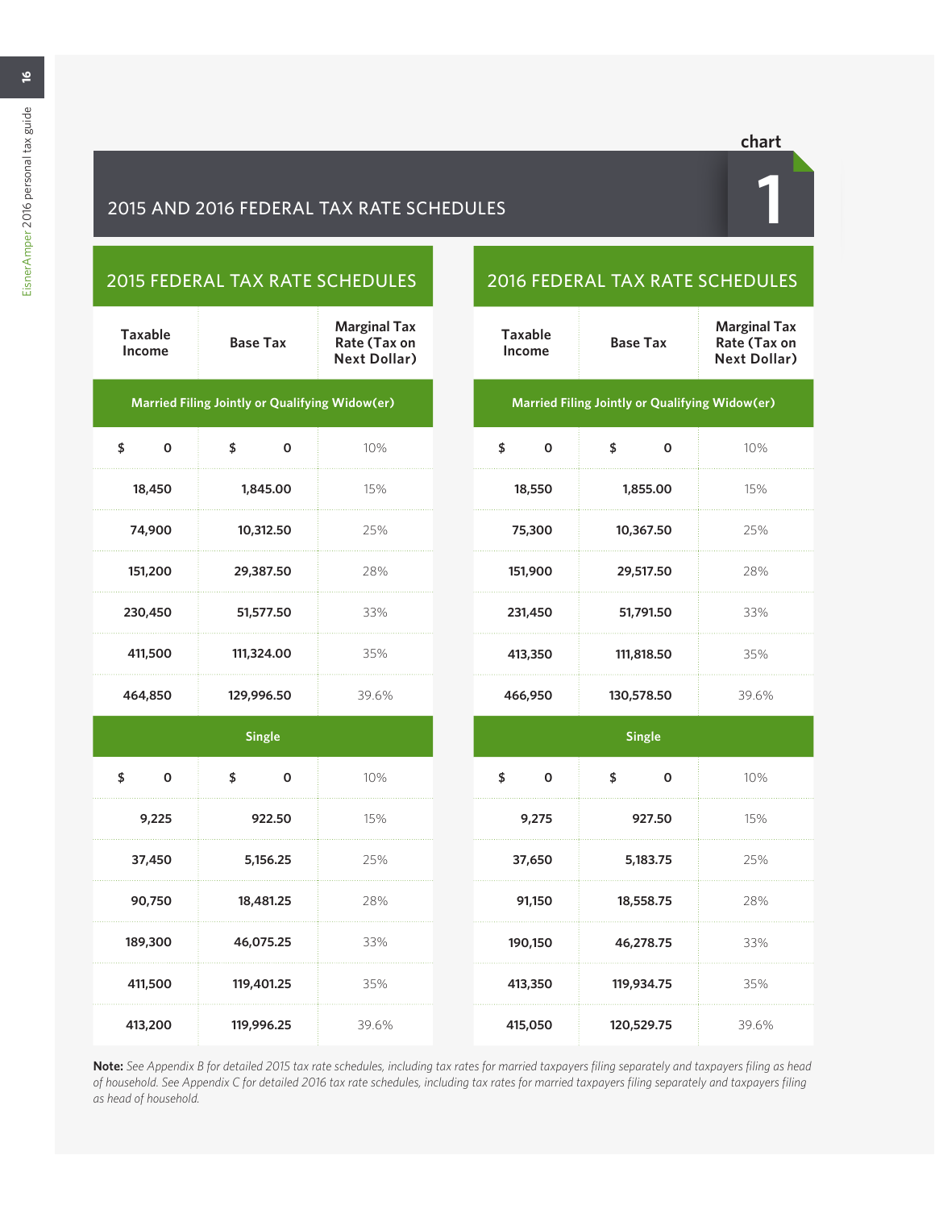# 2015 AND 2016 FEDERAL TAX RATE SCHEDULES

chart 1

## 2015 FEDERAL TAX RATE SCHEDULES

| Taxable Income | Base Tax | Marginal Tax Rate (Tax on Next Dollar) |
|---|---|---|
| **Married Filing Jointly or Qualifying Widow(er)** | | |
| $ 0 | $ 0 | 10% |
| 18,450 | 1,845.00 | 15% |
| 74,900 | 10,312.50 | 25% |
| 151,200 | 29,387.50 | 28% |
| 230,450 | 51,577.50 | 33% |
| 411,500 | 111,324.00 | 35% |
| 464,850 | 129,996.50 | 39.6% |
| **Single** | | |
| $ 0 | $ 0 | 10% |
| 9,225 | 922.50 | 15% |
| 37,450 | 5,156.25 | 25% |
| 90,750 | 18,481.25 | 28% |
| 189,300 | 46,075.25 | 33% |
| 411,500 | 119,401.25 | 35% |
| 413,200 | 119,996.25 | 39.6% |

## 2016 FEDERAL TAX RATE SCHEDULES

| Taxable Income | Base Tax | Marginal Tax Rate (Tax on Next Dollar) |
|---|---|---|
| **Married Filing Jointly or Qualifying Widow(er)** | | |
| $ 0 | $ 0 | 10% |
| 18,550 | 1,855.00 | 15% |
| 75,300 | 10,367.50 | 25% |
| 151,900 | 29,517.50 | 28% |
| 231,450 | 51,791.50 | 33% |
| 413,350 | 111,818.50 | 35% |
| 466,950 | 130,578.50 | 39.6% |
| **Single** | | |
| $ 0 | $ 0 | 10% |
| 9,275 | 927.50 | 15% |
| 37,650 | 5,183.75 | 25% |
| 91,150 | 18,558.75 | 28% |
| 190,150 | 46,278.75 | 33% |
| 413,350 | 119,934.75 | 35% |
| 415,050 | 120,529.75 | 39.6% |

**Note:** *See Appendix B for detailed 2015 tax rate schedules, including tax rates for married taxpayers filing separately and taxpayers filing as head of household. See Appendix C for detailed 2016 tax rate schedules, including tax rates for married taxpayers filing separately and taxpayers filing as head of household.*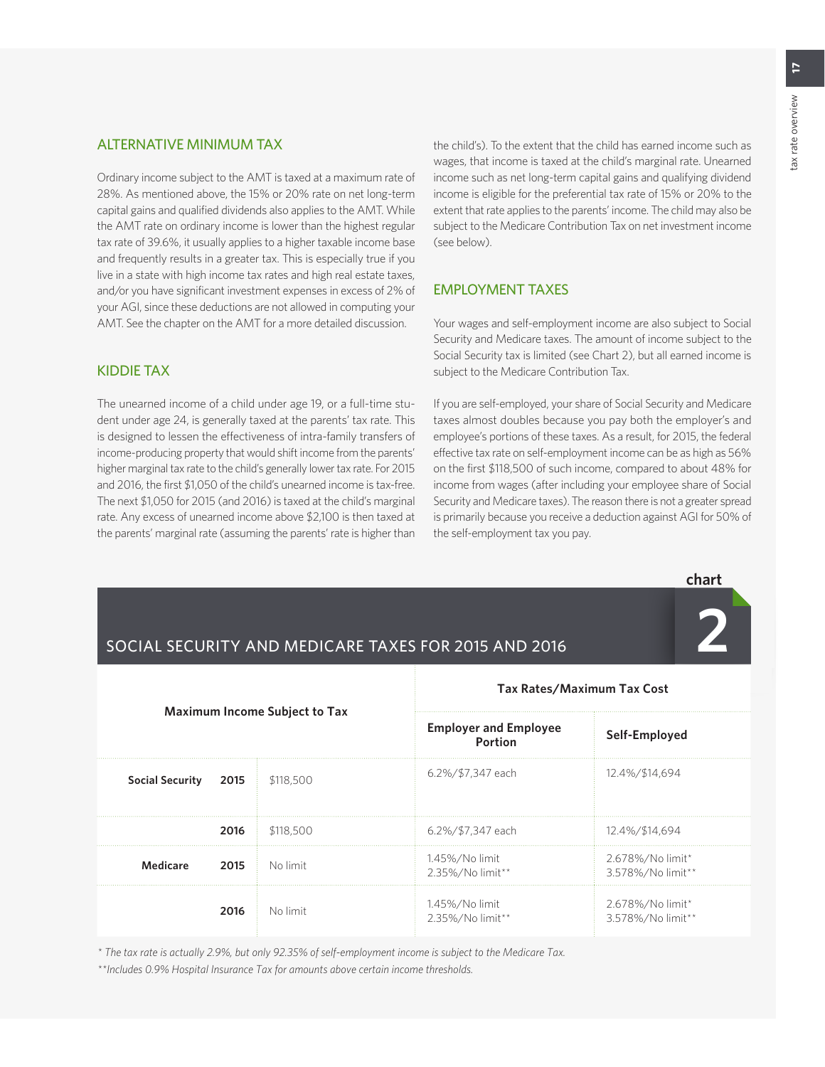## ALTERNATIVE MINIMUM TAX

Ordinary income subject to the AMT is taxed at a maximum rate of 28%. As mentioned above, the 15% or 20% rate on net long-term capital gains and qualified dividends also applies to the AMT. While the AMT rate on ordinary income is lower than the highest regular tax rate of 39.6%, it usually applies to a higher taxable income base and frequently results in a greater tax. This is especially true if you live in a state with high income tax rates and high real estate taxes, and/or you have significant investment expenses in excess of 2% of your AGI, since these deductions are not allowed in computing your AMT. See the chapter on the AMT for a more detailed discussion.

## KIDDIE TAX

The unearned income of a child under age 19, or a full-time student under age 24, is generally taxed at the parents' tax rate. This is designed to lessen the effectiveness of intra-family transfers of income-producing property that would shift income from the parents' higher marginal tax rate to the child's generally lower tax rate. For 2015 and 2016, the first $1,050 of the child's unearned income is tax-free. The next $1,050 for 2015 (and 2016) is taxed at the child's marginal rate. Any excess of unearned income above $2,100 is then taxed at the parents' marginal rate (assuming the parents' rate is higher than the child's). To the extent that the child has earned income such as wages, that income is taxed at the child's marginal rate. Unearned income such as net long-term capital gains and qualifying dividend income is eligible for the preferential tax rate of 15% or 20% to the extent that rate applies to the parents' income. The child may also be subject to the Medicare Contribution Tax on net investment income (see below).

## EMPLOYMENT TAXES

Your wages and self-employment income are also subject to Social Security and Medicare taxes. The amount of income subject to the Social Security tax is limited (see Chart 2), but all earned income is subject to the Medicare Contribution Tax.

If you are self-employed, your share of Social Security and Medicare taxes almost doubles because you pay both the employer's and employee's portions of these taxes. As a result, for 2015, the federal effective tax rate on self-employment income can be as high as 56% on the first $118,500 of such income, compared to about 48% for income from wages (after including your employee share of Social Security and Medicare taxes). The reason there is not a greater spread is primarily because you receive a deduction against AGI for 50% of the self-employment tax you pay.

### chart 2 — SOCIAL SECURITY AND MEDICARE TAXES FOR 2015 AND 2016

| Maximum Income Subject to Tax | | | Tax Rates/Maximum Tax Cost | |
|---|---|---|---|---|
| | | | **Employer and Employee Portion** | **Self-Employed** |
| **Social Security** | **2015** | $118,500 | 6.2%/$7,347 each | 12.4%/$14,694 |
| | **2016** | $118,500 | 6.2%/$7,347 each | 12.4%/$14,694 |
| **Medicare** | **2015** | No limit | 1.45%/No limit<br>2.35%/No limit** | 2.678%/No limit*<br>3.578%/No limit** |
| | **2016** | No limit | 1.45%/No limit<br>2.35%/No limit** | 2.678%/No limit*<br>3.578%/No limit** |

*\* The tax rate is actually 2.9%, but only 92.35% of self-employment income is subject to the Medicare Tax.*

*\*\*Includes 0.9% Hospital Insurance Tax for amounts above certain income thresholds.*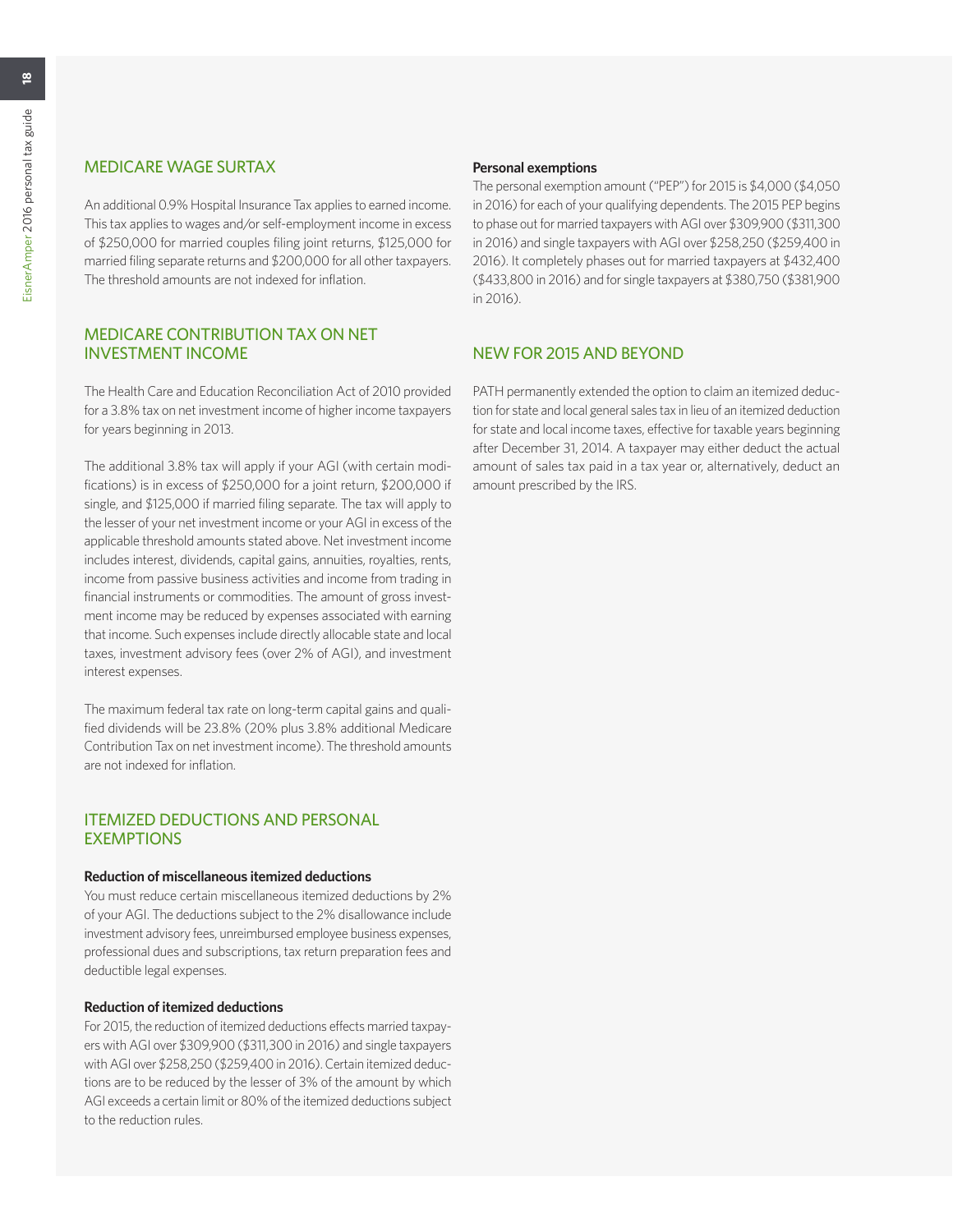## MEDICARE WAGE SURTAX

An additional 0.9% Hospital Insurance Tax applies to earned income. This tax applies to wages and/or self-employment income in excess of $250,000 for married couples filing joint returns, $125,000 for married filing separate returns and $200,000 for all other taxpayers. The threshold amounts are not indexed for inflation.

## MEDICARE CONTRIBUTION TAX ON NET INVESTMENT INCOME

The Health Care and Education Reconciliation Act of 2010 provided for a 3.8% tax on net investment income of higher income taxpayers for years beginning in 2013.

The additional 3.8% tax will apply if your AGI (with certain modifications) is in excess of $250,000 for a joint return, $200,000 if single, and $125,000 if married filing separate. The tax will apply to the lesser of your net investment income or your AGI in excess of the applicable threshold amounts stated above. Net investment income includes interest, dividends, capital gains, annuities, royalties, rents, income from passive business activities and income from trading in financial instruments or commodities. The amount of gross investment income may be reduced by expenses associated with earning that income. Such expenses include directly allocable state and local taxes, investment advisory fees (over 2% of AGI), and investment interest expenses.

The maximum federal tax rate on long-term capital gains and qualified dividends will be 23.8% (20% plus 3.8% additional Medicare Contribution Tax on net investment income). The threshold amounts are not indexed for inflation.

## ITEMIZED DEDUCTIONS AND PERSONAL EXEMPTIONS

**Reduction of miscellaneous itemized deductions**

You must reduce certain miscellaneous itemized deductions by 2% of your AGI. The deductions subject to the 2% disallowance include investment advisory fees, unreimbursed employee business expenses, professional dues and subscriptions, tax return preparation fees and deductible legal expenses.

**Reduction of itemized deductions**

For 2015, the reduction of itemized deductions effects married taxpayers with AGI over $309,900 ($311,300 in 2016) and single taxpayers with AGI over $258,250 ($259,400 in 2016). Certain itemized deductions are to be reduced by the lesser of 3% of the amount by which AGI exceeds a certain limit or 80% of the itemized deductions subject to the reduction rules.

**Personal exemptions**

The personal exemption amount ("PEP") for 2015 is $4,000 ($4,050 in 2016) for each of your qualifying dependents. The 2015 PEP begins to phase out for married taxpayers with AGI over $309,900 ($311,300 in 2016) and single taxpayers with AGI over $258,250 ($259,400 in 2016). It completely phases out for married taxpayers at $432,400 ($433,800 in 2016) and for single taxpayers at $380,750 ($381,900 in 2016).

## NEW FOR 2015 AND BEYOND

PATH permanently extended the option to claim an itemized deduction for state and local general sales tax in lieu of an itemized deduction for state and local income taxes, effective for taxable years beginning after December 31, 2014. A taxpayer may either deduct the actual amount of sales tax paid in a tax year or, alternatively, deduct an amount prescribed by the IRS.